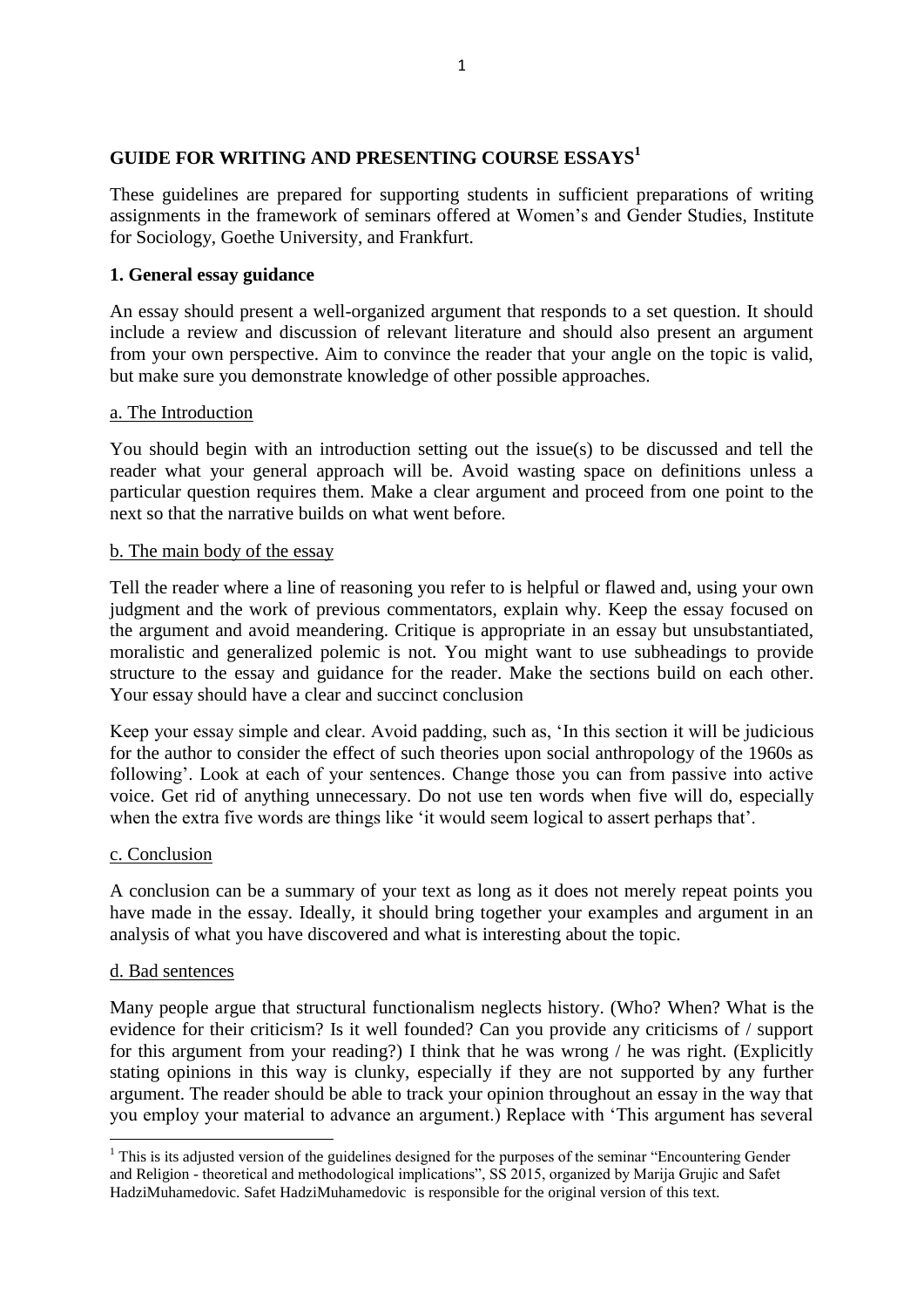# GUIDE FOR WRITING AND PRESENTING COURSE ESSAYS[1]

These guidelines are prepared for supporting students in sufficient preparations of writing assignments in the framework of seminars offered at Women's and Gender Studies, Institute for Sociology, Goethe University, and Frankfurt.

## 1. General essay guidance

An essay should present a well-organized argument that responds to a set question. It should include a review and discussion of relevant literature and should also present an argument from your own perspective. Aim to convince the reader that your angle on the topic is valid, but make sure you demonstrate knowledge of other possible approaches.

### a. The Introduction

You should begin with an introduction setting out the issue(s) to be discussed and tell the reader what your general approach will be. Avoid wasting space on definitions unless a particular question requires them. Make a clear argument and proceed from one point to the next so that the narrative builds on what went before.

### b. The main body of the essay

Tell the reader where a line of reasoning you refer to is helpful or flawed and, using your own judgment and the work of previous commentators, explain why. Keep the essay focused on the argument and avoid meandering. Critique is appropriate in an essay but unsubstantiated, moralistic and generalized polemic is not. You might want to use subheadings to provide structure to the essay and guidance for the reader. Make the sections build on each other. Your essay should have a clear and succinct conclusion

Keep your essay simple and clear. Avoid padding, such as, 'In this section it will be judicious for the author to consider the effect of such theories upon social anthropology of the 1960s as following'. Look at each of your sentences. Change those you can from passive into active voice. Get rid of anything unnecessary. Do not use ten words when five will do, especially when the extra five words are things like 'it would seem logical to assert perhaps that'.

### c. Conclusion

A conclusion can be a summary of your text as long as it does not merely repeat points you have made in the essay. Ideally, it should bring together your examples and argument in an analysis of what you have discovered and what is interesting about the topic.

### d. Bad sentences

Many people argue that structural functionalism neglects history. (Who? When? What is the evidence for their criticism? Is it well founded? Can you provide any criticisms of / support for this argument from your reading?) I think that he was wrong / he was right. (Explicitly stating opinions in this way is clunky, especially if they are not supported by any further argument. The reader should be able to track your opinion throughout an essay in the way that you employ your material to advance an argument.) Replace with 'This argument has several

---

[1] This is its adjusted version of the guidelines designed for the purposes of the seminar "Encountering Gender and Religion - theoretical and methodological implications", SS 2015, organized by Marija Grujic and Safet HadziMuhamedovic. Safet HadziMuhamedovic is responsible for the original version of this text.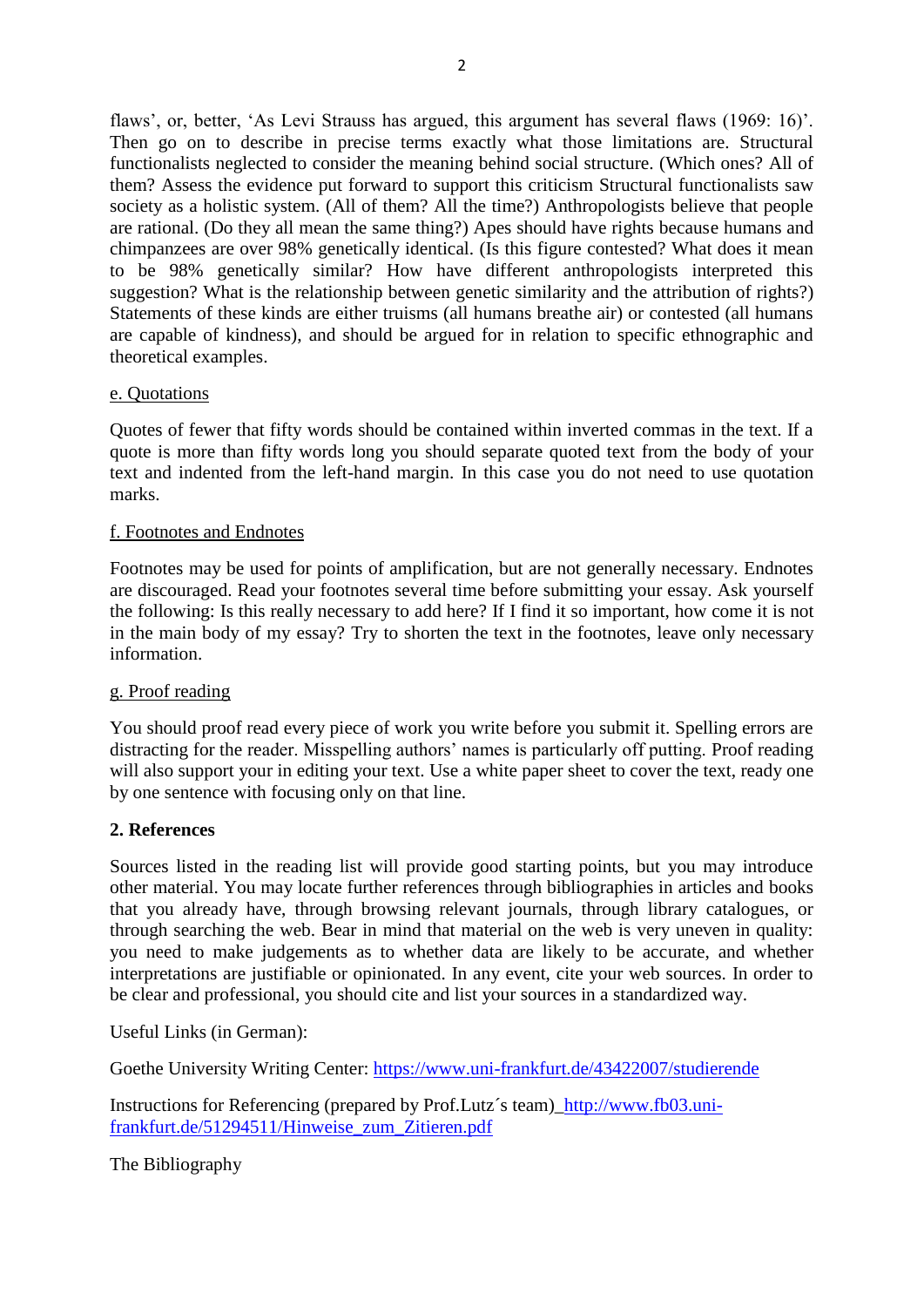flaws', or, better, 'As Levi Strauss has argued, this argument has several flaws (1969: 16)'. Then go on to describe in precise terms exactly what those limitations are. Structural functionalists neglected to consider the meaning behind social structure. (Which ones? All of them? Assess the evidence put forward to support this criticism Structural functionalists saw society as a holistic system. (All of them? All the time?) Anthropologists believe that people are rational. (Do they all mean the same thing?) Apes should have rights because humans and chimpanzees are over 98% genetically identical. (Is this figure contested? What does it mean to be 98% genetically similar? How have different anthropologists interpreted this suggestion? What is the relationship between genetic similarity and the attribution of rights?) Statements of these kinds are either truisms (all humans breathe air) or contested (all humans are capable of kindness), and should be argued for in relation to specific ethnographic and theoretical examples.

e. Quotations

Quotes of fewer that fifty words should be contained within inverted commas in the text. If a quote is more than fifty words long you should separate quoted text from the body of your text and indented from the left-hand margin. In this case you do not need to use quotation marks.

f. Footnotes and Endnotes

Footnotes may be used for points of amplification, but are not generally necessary. Endnotes are discouraged. Read your footnotes several time before submitting your essay. Ask yourself the following: Is this really necessary to add here? If I find it so important, how come it is not in the main body of my essay? Try to shorten the text in the footnotes, leave only necessary information.

g. Proof reading

You should proof read every piece of work you write before you submit it. Spelling errors are distracting for the reader. Misspelling authors' names is particularly off putting. Proof reading will also support your in editing your text. Use a white paper sheet to cover the text, ready one by one sentence with focusing only on that line.

## 2. References

Sources listed in the reading list will provide good starting points, but you may introduce other material. You may locate further references through bibliographies in articles and books that you already have, through browsing relevant journals, through library catalogues, or through searching the web. Bear in mind that material on the web is very uneven in quality: you need to make judgements as to whether data are likely to be accurate, and whether interpretations are justifiable or opinionated. In any event, cite your web sources. In order to be clear and professional, you should cite and list your sources in a standardized way.

Useful Links (in German):

Goethe University Writing Center: https://www.uni-frankfurt.de/43422007/studierende

Instructions for Referencing (prepared by Prof.Lutz´s team) http://www.fb03.uni-frankfurt.de/51294511/Hinweise_zum_Zitieren.pdf

The Bibliography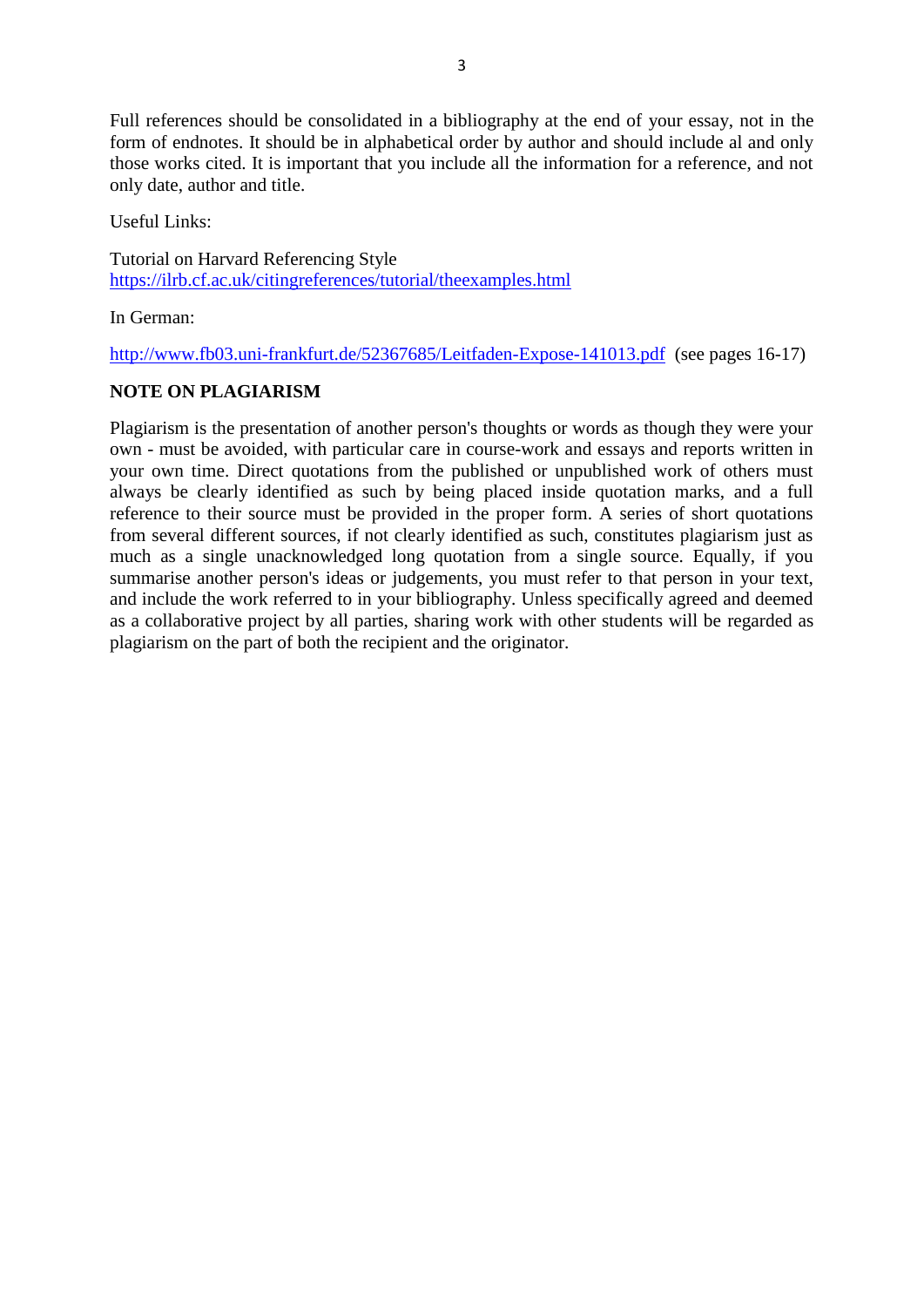Full references should be consolidated in a bibliography at the end of your essay, not in the form of endnotes. It should be in alphabetical order by author and should include al and only those works cited. It is important that you include all the information for a reference, and not only date, author and title.

Useful Links:

Tutorial on Harvard Referencing Style
[https://ilrb.cf.ac.uk/citingreferences/tutorial/theexamples.html](https://ilrb.cf.ac.uk/citingreferences/tutorial/theexamples.html)

In German:

[http://www.fb03.uni-frankfurt.de/52367685/Leitfaden-Expose-141013.pdf](http://www.fb03.uni-frankfurt.de/52367685/Leitfaden-Expose-141013.pdf) (see pages 16-17)

**NOTE ON PLAGIARISM**

Plagiarism is the presentation of another person's thoughts or words as though they were your own - must be avoided, with particular care in course-work and essays and reports written in your own time. Direct quotations from the published or unpublished work of others must always be clearly identified as such by being placed inside quotation marks, and a full reference to their source must be provided in the proper form. A series of short quotations from several different sources, if not clearly identified as such, constitutes plagiarism just as much as a single unacknowledged long quotation from a single source. Equally, if you summarise another person's ideas or judgements, you must refer to that person in your text, and include the work referred to in your bibliography. Unless specifically agreed and deemed as a collaborative project by all parties, sharing work with other students will be regarded as plagiarism on the part of both the recipient and the originator.